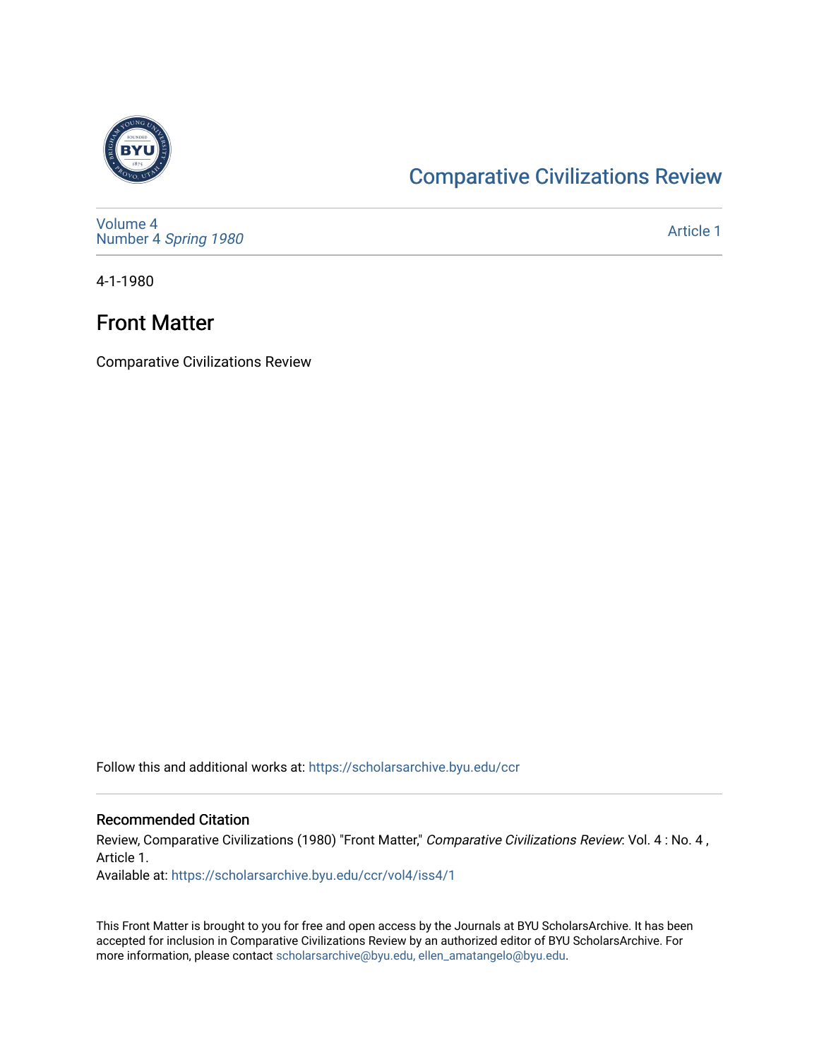[Comparative Civilizations Review](https://scholarsarchive.byu.edu/ccr)

[Volume 4](https://scholarsarchive.byu.edu/ccr/vol4)
[Number 4](https://scholarsarchive.byu.edu/ccr/vol4/iss4) *Spring 1980*

Article 1

4-1-1980

# Front Matter

Comparative Civilizations Review

Follow this and additional works at: https://scholarsarchive.byu.edu/ccr

## Recommended Citation

Review, Comparative Civilizations (1980) "Front Matter," *Comparative Civilizations Review*: Vol. 4 : No. 4 , Article 1.
Available at: https://scholarsarchive.byu.edu/ccr/vol4/iss4/1

This Front Matter is brought to you for free and open access by the Journals at BYU ScholarsArchive. It has been accepted for inclusion in Comparative Civilizations Review by an authorized editor of BYU ScholarsArchive. For more information, please contact scholarsarchive@byu.edu, ellen_amatangelo@byu.edu.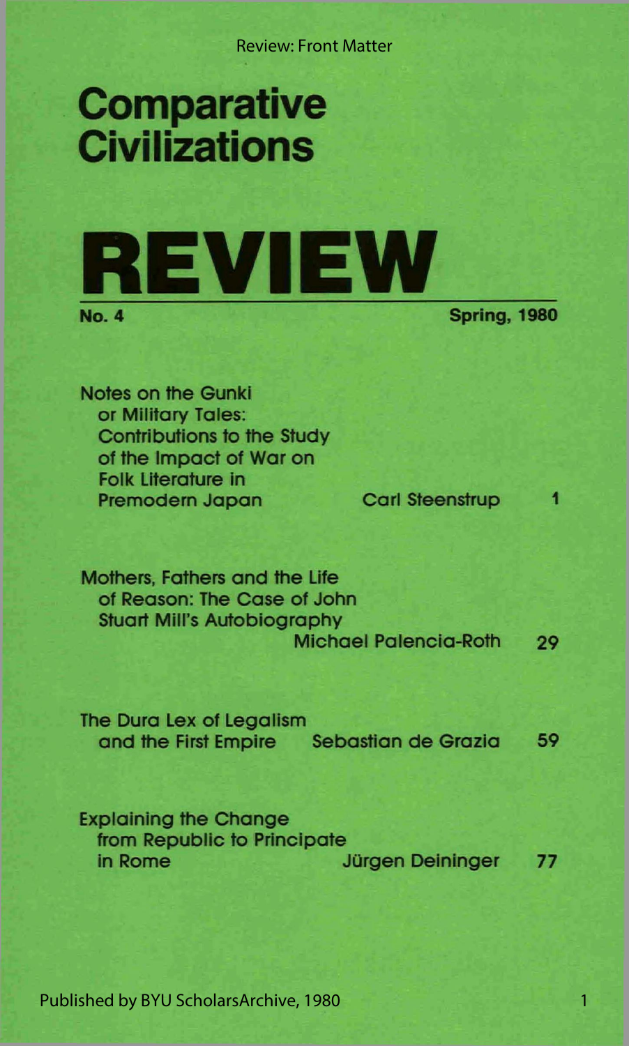# Comparative Civilizations

# REVIEW

**No. 4** **Spring, 1980**

Notes on the Gunki or Military Tales: Contributions to the Study of the Impact of War on Folk Literature in Premodern Japan — Carl Steenstrup — 1

Mothers, Fathers and the Life of Reason: The Case of John Stuart Mill's Autobiography — Michael Palencia-Roth — 29

The Dura Lex of Legalism and the First Empire — Sebastian de Grazia — 59

Explaining the Change from Republic to Principate in Rome — Jürgen Deininger — 77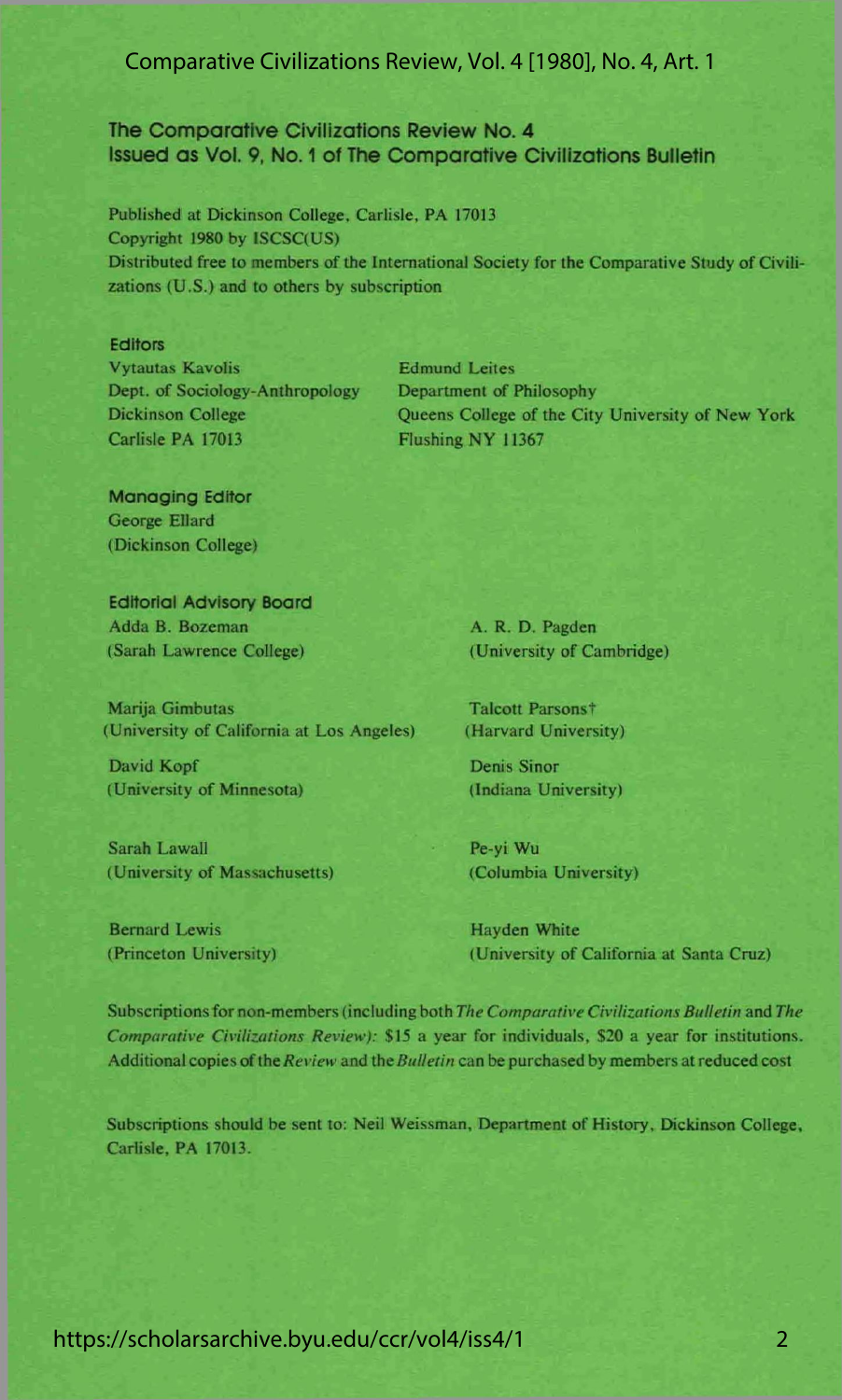## The Comparative Civilizations Review No. 4
## Issued as Vol. 9, No. 1 of The Comparative Civilizations Bulletin

Published at Dickinson College, Carlisle, PA 17013
Copyright 1980 by ISCSC(US)
Distributed free to members of the International Society for the Comparative Study of Civilizations (U.S.) and to others by subscription

### Editors

Vytautas Kavolis
Dept. of Sociology-Anthropology
Dickinson College
Carlisle PA 17013

Edmund Leites
Department of Philosophy
Queens College of the City University of New York
Flushing NY 11367

### Managing Editor

George Ellard
(Dickinson College)

### Editorial Advisory Board

Adda B. Bozeman
(Sarah Lawrence College)

Marija Gimbutas
(University of California at Los Angeles)

David Kopf
(University of Minnesota)

Sarah Lawall
(University of Massachusetts)

Bernard Lewis
(Princeton University)

A. R. D. Pagden
(University of Cambridge)

Talcott Parsons†
(Harvard University)

Denis Sinor
(Indiana University)

Pe-yi Wu
(Columbia University)

Hayden White
(University of California at Santa Cruz)

Subscriptions for non-members (including both *The Comparative Civilizations Bulletin* and *The Comparative Civilizations Review*): $15 a year for individuals, $20 a year for institutions. Additional copies of the *Review* and the *Bulletin* can be purchased by members at reduced cost

Subscriptions should be sent to: Neil Weissman, Department of History, Dickinson College, Carlisle, PA 17013.